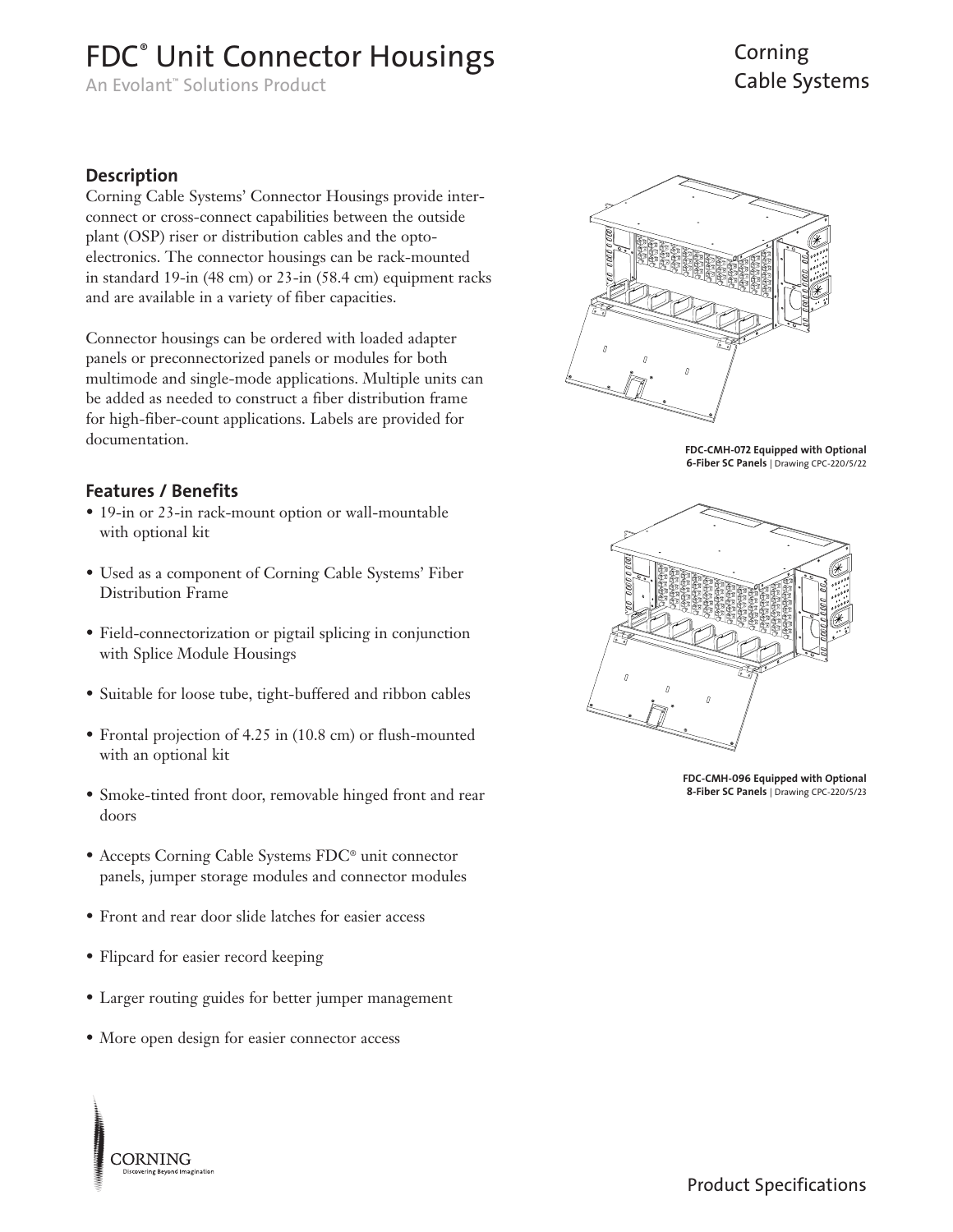# FDC® Unit Connector Housings

An Evolant™ Solutions Product

Corning Cable Systems

## Description

Corning Cable Systems' Connector Housings provide inter-connect or cross-connect capabilities between the outside plant (OSP) riser or distribution cables and the opto-electronics. The connector housings can be rack-mounted in standard 19-in (48 cm) or 23-in (58.4 cm) equipment racks and are available in a variety of fiber capacities.

Connector housings can be ordered with loaded adapter panels or preconnectorized panels or modules for both multimode and single-mode applications. Multiple units can be added as needed to construct a fiber distribution frame for high-fiber-count applications. Labels are provided for documentation.

## Features / Benefits

- 19-in or 23-in rack-mount option or wall-mountable with optional kit
- Used as a component of Corning Cable Systems' Fiber Distribution Frame
- Field-connectorization or pigtail splicing in conjunction with Splice Module Housings
- Suitable for loose tube, tight-buffered and ribbon cables
- Frontal projection of 4.25 in (10.8 cm) or flush-mounted with an optional kit
- Smoke-tinted front door, removable hinged front and rear doors
- Accepts Corning Cable Systems FDC® unit connector panels, jumper storage modules and connector modules
- Front and rear door slide latches for easier access
- Flipcard for easier record keeping
- Larger routing guides for better jumper management
- More open design for easier connector access

**FDC-CMH-072 Equipped with Optional 6-Fiber SC Panels** | Drawing CPC-220/5/22

**FDC-CMH-096 Equipped with Optional 8-Fiber SC Panels** | Drawing CPC-220/5/23

CORNING
Discovering Beyond Imagination

Product Specifications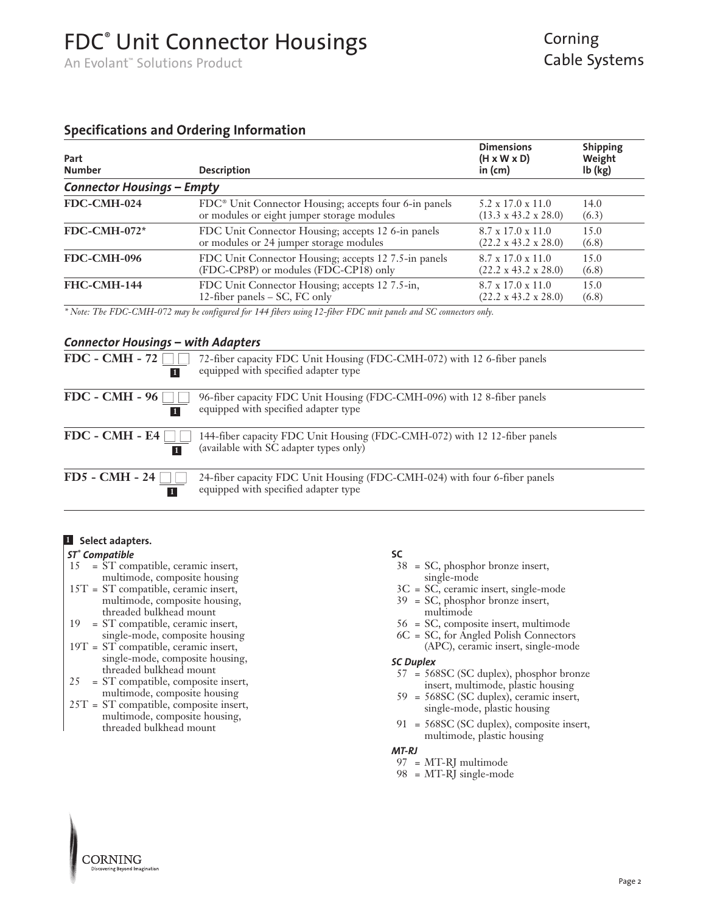# FDC® Unit Connector Housings

An Evolant™ Solutions Product

Corning Cable Systems

## Specifications and Ordering Information

| Part Number | Description | Dimensions (H x W x D) in (cm) | Shipping Weight lb (kg) |
|---|---|---|---|
| ***Connector Housings – Empty*** | | | |
| **FDC-CMH-024** | FDC® Unit Connector Housing; accepts four 6-in panels or modules or eight jumper storage modules | 5.2 x 17.0 x 11.0 (13.3 x 43.2 x 28.0) | 14.0 (6.3) |
| **FDC-CMH-072*** | FDC Unit Connector Housing; accepts 12 6-in panels or modules or 24 jumper storage modules | 8.7 x 17.0 x 11.0 (22.2 x 43.2 x 28.0) | 15.0 (6.8) |
| **FDC-CMH-096** | FDC Unit Connector Housing; accepts 12 7.5-in panels (FDC-CP8P) or modules (FDC-CP18) only | 8.7 x 17.0 x 11.0 (22.2 x 43.2 x 28.0) | 15.0 (6.8) |
| **FHC-CMH-144** | FDC Unit Connector Housing; accepts 12 7.5-in, 12-fiber panels – SC, FC only | 8.7 x 17.0 x 11.0 (22.2 x 43.2 x 28.0) | 15.0 (6.8) |

*\* Note: The FDC-CMH-072 may be configured for 144 fibers using 12-fiber FDC unit panels and SC connectors only.*

### *Connector Housings – with Adapters*

| Part Number | Description |
|---|---|
| **FDC - CMH - 72 □□** [1] | 72-fiber capacity FDC Unit Housing (FDC-CMH-072) with 12 6-fiber panels equipped with specified adapter type |
| **FDC - CMH - 96 □□** [1] | 96-fiber capacity FDC Unit Housing (FDC-CMH-096) with 12 8-fiber panels equipped with specified adapter type |
| **FDC - CMH - E4 □□** [1] | 144-fiber capacity FDC Unit Housing (FDC-CMH-072) with 12 12-fiber panels (available with SC adapter types only) |
| **FD5 - CMH - 24 □□** [1] | 24-fiber capacity FDC Unit Housing (FDC-CMH-024) with four 6-fiber panels equipped with specified adapter type |

**[1] Select adapters.**

***ST® Compatible***

- 15 = ST compatible, ceramic insert, multimode, composite housing
- 15T = ST compatible, ceramic insert, multimode, composite housing, threaded bulkhead mount
- 19 = ST compatible, ceramic insert, single-mode, composite housing
- 19T = ST compatible, ceramic insert, single-mode, composite housing, threaded bulkhead mount
- 25 = ST compatible, composite insert, multimode, composite housing
- 25T = ST compatible, composite insert, multimode, composite housing, threaded bulkhead mount

***SC***

- 38 = SC, phosphor bronze insert, single-mode
- 3C = SC, ceramic insert, single-mode
- 39 = SC, phosphor bronze insert, multimode
- 56 = SC, composite insert, multimode
- 6C = SC, for Angled Polish Connectors (APC), ceramic insert, single-mode

***SC Duplex***

- 57 = 568SC (SC duplex), phosphor bronze insert, multimode, plastic housing
- 59 = 568SC (SC duplex), ceramic insert, single-mode, plastic housing
- 91 = 568SC (SC duplex), composite insert, multimode, plastic housing

***MT-RJ***

- 97 = MT-RJ multimode
- 98 = MT-RJ single-mode

CORNING
Discovering Beyond Imagination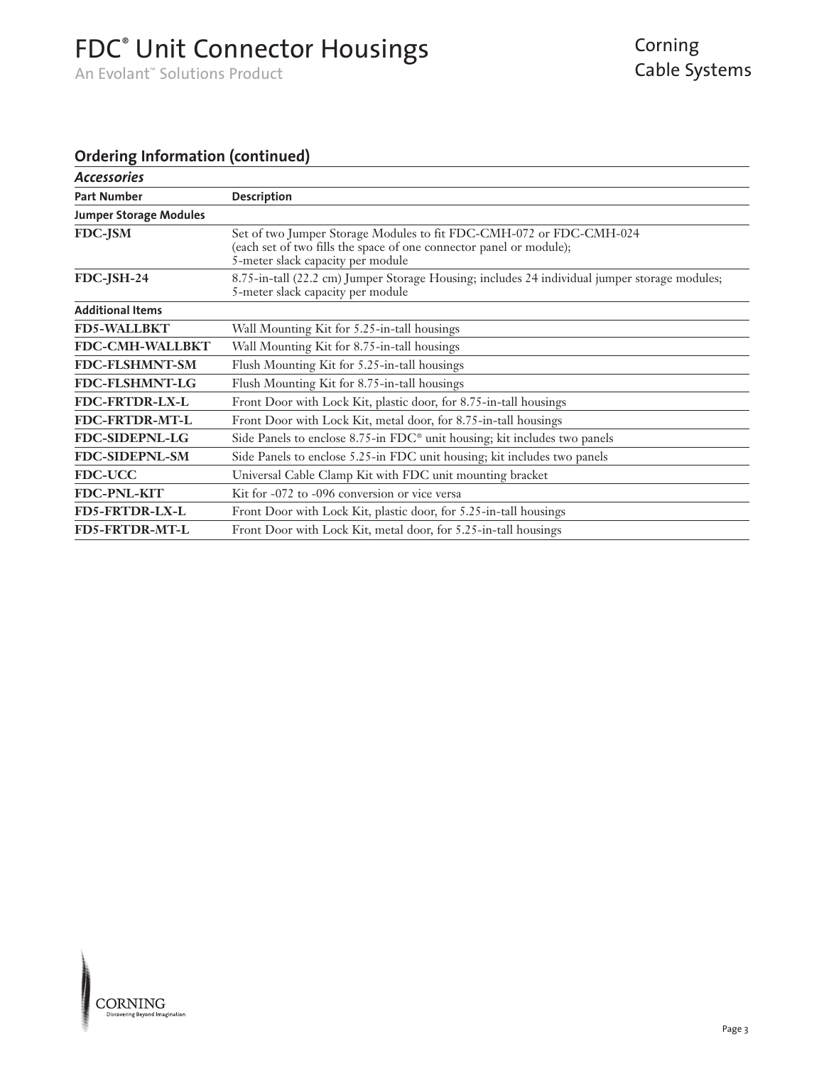## Ordering Information (continued)

*Accessories*

| Part Number | Description |
|---|---|
| **Jumper Storage Modules** | |
| **FDC-JSM** | Set of two Jumper Storage Modules to fit FDC-CMH-072 or FDC-CMH-024 (each set of two fills the space of one connector panel or module); 5-meter slack capacity per module |
| **FDC-JSH-24** | 8.75-in-tall (22.2 cm) Jumper Storage Housing; includes 24 individual jumper storage modules; 5-meter slack capacity per module |
| **Additional Items** | |
| **FD5-WALLBKT** | Wall Mounting Kit for 5.25-in-tall housings |
| **FDC-CMH-WALLBKT** | Wall Mounting Kit for 8.75-in-tall housings |
| **FDC-FLSHMNT-SM** | Flush Mounting Kit for 5.25-in-tall housings |
| **FDC-FLSHMNT-LG** | Flush Mounting Kit for 8.75-in-tall housings |
| **FDC-FRTDR-LX-L** | Front Door with Lock Kit, plastic door, for 8.75-in-tall housings |
| **FDC-FRTDR-MT-L** | Front Door with Lock Kit, metal door, for 8.75-in-tall housings |
| **FDC-SIDEPNL-LG** | Side Panels to enclose 8.75-in FDC® unit housing; kit includes two panels |
| **FDC-SIDEPNL-SM** | Side Panels to enclose 5.25-in FDC unit housing; kit includes two panels |
| **FDC-UCC** | Universal Cable Clamp Kit with FDC unit mounting bracket |
| **FDC-PNL-KIT** | Kit for -072 to -096 conversion or vice versa |
| **FD5-FRTDR-LX-L** | Front Door with Lock Kit, plastic door, for 5.25-in-tall housings |
| **FD5-FRTDR-MT-L** | Front Door with Lock Kit, metal door, for 5.25-in-tall housings |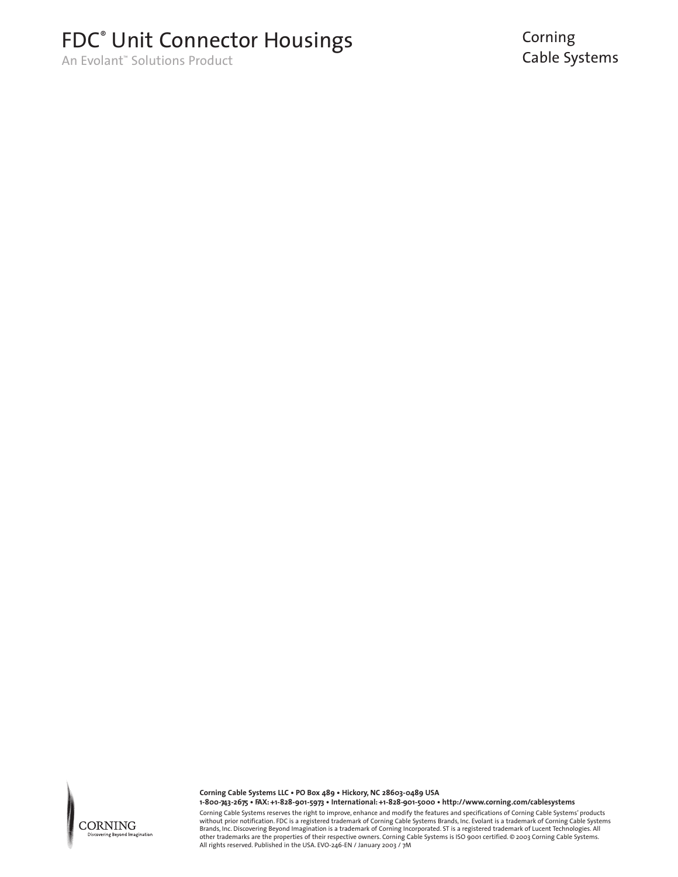# FDC® Unit Connector Housings

An Evolant™ Solutions Product

Corning
Cable Systems

CORNING
Discovering Beyond Imagination

**Corning Cable Systems LLC • PO Box 489 • Hickory, NC 28603-0489 USA**
**1-800-743-2675 • FAX: +1-828-901-5973 • International: +1-828-901-5000 • http://www.corning.com/cablesystems**

Corning Cable Systems reserves the right to improve, enhance and modify the features and specifications of Corning Cable Systems' products without prior notification. FDC is a registered trademark of Corning Cable Systems Brands, Inc. Evolant is a trademark of Corning Cable Systems Brands, Inc. Discovering Beyond Imagination is a trademark of Corning Incorporated. ST is a registered trademark of Lucent Technologies. All other trademarks are the properties of their respective owners. Corning Cable Systems is ISO 9001 certified. © 2003 Corning Cable Systems. All rights reserved. Published in the USA. EVO-246-EN / January 2003 / 7M